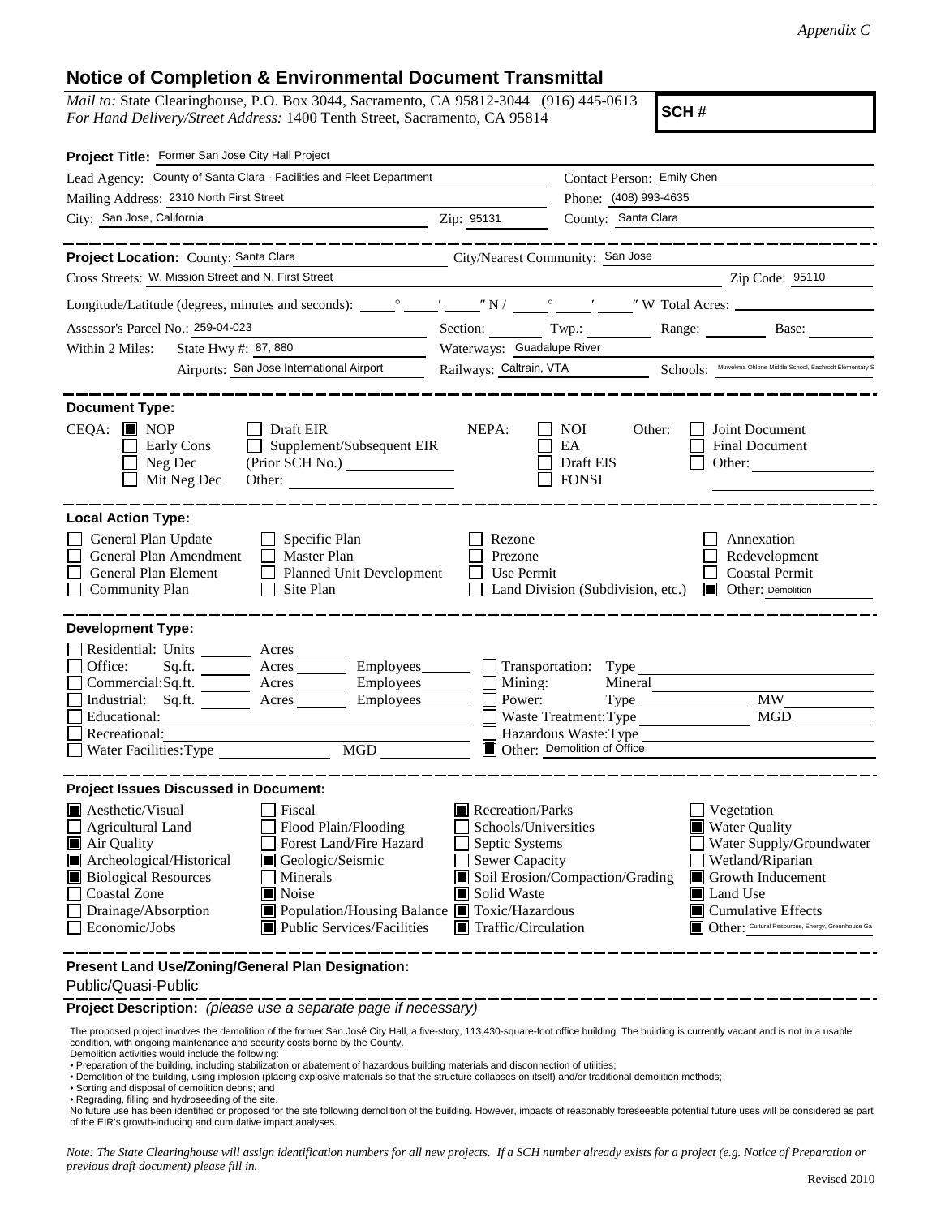*Appendix C*

## Notice of Completion & Environmental Document Transmittal

*Mail to:* State Clearinghouse, P.O. Box 3044, Sacramento, CA 95812-3044 (916) 445-0613
*For Hand Delivery/Street Address:* 1400 Tenth Street, Sacramento, CA 95814

**SCH #**

**Project Title:** Former San Jose City Hall Project

Lead Agency: County of Santa Clara - Facilities and Fleet Department
Contact Person: Emily Chen
Mailing Address: 2310 North First Street
Phone: (408) 993-4635
City: San Jose, California
Zip: 95131
County: Santa Clara

**Project Location:** County: Santa Clara
City/Nearest Community: San Jose
Cross Streets: W. Mission Street and N. First Street
Zip Code: 95110

Longitude/Latitude (degrees, minutes and seconds): ___° ___′ ___″ N / ___° ___′ ___″ W Total Acres: ___

Assessor's Parcel No.: 259-04-023
Section: ___ Twp.: ___ Range: ___ Base: ___

Within 2 Miles: State Hwy #: 87, 880
Waterways: Guadalupe River
Airports: San Jose International Airport
Railways: Caltrain, VTA
Schools: Muwekma Ohlone Middle School, Bachrodt Elementary S

**Document Type:**

CEQA: ■ NOP ☐ Early Cons ☐ Neg Dec ☐ Mit Neg Dec ☐ Draft EIR ☐ Supplement/Subsequent EIR (Prior SCH No.) ___ Other: ___

NEPA: ☐ NOI ☐ EA ☐ Draft EIS ☐ FONSI

Other: ☐ Joint Document ☐ Final Document ☐ Other: ___

**Local Action Type:**

☐ General Plan Update
☐ General Plan Amendment
☐ General Plan Element
☐ Community Plan
☐ Specific Plan
☐ Master Plan
☐ Planned Unit Development
☐ Site Plan
☐ Rezone
☐ Prezone
☐ Use Permit
☐ Land Division (Subdivision, etc.)
☐ Annexation
☐ Redevelopment
☐ Coastal Permit
■ Other: Demolition

**Development Type:**

☐ Residential: Units ___ Acres ___
☐ Office: Sq.ft. ___ Acres ___ Employees ___
☐ Commercial: Sq.ft. ___ Acres ___ Employees ___
☐ Industrial: Sq.ft. ___ Acres ___ Employees ___
☐ Educational: ___
☐ Recreational: ___
☐ Water Facilities: Type ___ MGD ___
☐ Transportation: Type ___
☐ Mining: Mineral ___
☐ Power: Type ___ MW ___
☐ Waste Treatment: Type ___ MGD ___
☐ Hazardous Waste: Type ___
■ Other: Demolition of Office

**Project Issues Discussed in Document:**

■ Aesthetic/Visual
☐ Agricultural Land
■ Air Quality
■ Archeological/Historical
■ Biological Resources
☐ Coastal Zone
☐ Drainage/Absorption
☐ Economic/Jobs
☐ Fiscal
☐ Flood Plain/Flooding
☐ Forest Land/Fire Hazard
■ Geologic/Seismic
☐ Minerals
■ Noise
■ Population/Housing Balance
■ Public Services/Facilities
■ Recreation/Parks
☐ Schools/Universities
☐ Septic Systems
☐ Sewer Capacity
■ Soil Erosion/Compaction/Grading
■ Solid Waste
■ Toxic/Hazardous
■ Traffic/Circulation
☐ Vegetation
■ Water Quality
☐ Water Supply/Groundwater
☐ Wetland/Riparian
■ Growth Inducement
■ Land Use
■ Cumulative Effects
■ Other: Cultural Resources, Energy, Greenhouse Ga

**Present Land Use/Zoning/General Plan Designation:**

Public/Quasi-Public

**Project Description:** *(please use a separate page if necessary)*

The proposed project involves the demolition of the former San José City Hall, a five-story, 113,430-square-foot office building. The building is currently vacant and is not in a usable condition, with ongoing maintenance and security costs borne by the County.
Demolition activities would include the following:

- Preparation of the building, including stabilization or abatement of hazardous building materials and disconnection of utilities;
- Demolition of the building, using implosion (placing explosive materials so that the structure collapses on itself) and/or traditional demolition methods;
- Sorting and disposal of demolition debris; and
- Regrading, filling and hydroseeding of the site.

No future use has been identified or proposed for the site following demolition of the building. However, impacts of reasonably foreseeable potential future uses will be considered as part of the EIR's growth-inducing and cumulative impact analyses.

*Note: The State Clearinghouse will assign identification numbers for all new projects. If a SCH number already exists for a project (e.g. Notice of Preparation or previous draft document) please fill in.*

Revised 2010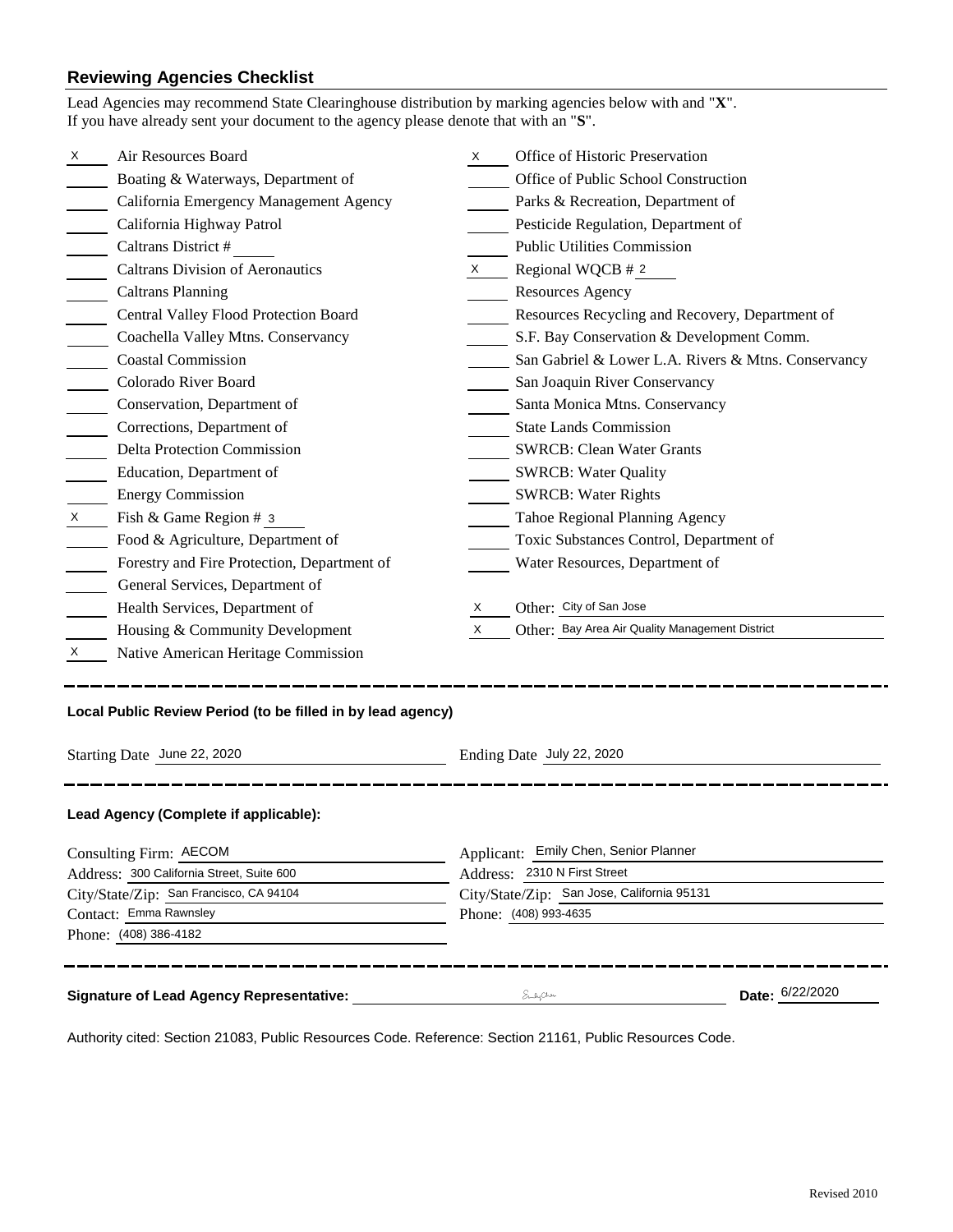## Reviewing Agencies Checklist

Lead Agencies may recommend State Clearinghouse distribution by marking agencies below with and "**X**".
If you have already sent your document to the agency please denote that with an "**S**".

| | | | |
|---|---|---|---|
| X | Air Resources Board | X | Office of Historic Preservation |
| | Boating & Waterways, Department of | | Office of Public School Construction |
| | California Emergency Management Agency | | Parks & Recreation, Department of |
| | California Highway Patrol | | Pesticide Regulation, Department of |
| | Caltrans District # | | Public Utilities Commission |
| | Caltrans Division of Aeronautics | X | Regional WQCB # 2 |
| | Caltrans Planning | | Resources Agency |
| | Central Valley Flood Protection Board | | Resources Recycling and Recovery, Department of |
| | Coachella Valley Mtns. Conservancy | | S.F. Bay Conservation & Development Comm. |
| | Coastal Commission | | San Gabriel & Lower L.A. Rivers & Mtns. Conservancy |
| | Colorado River Board | | San Joaquin River Conservancy |
| | Conservation, Department of | | Santa Monica Mtns. Conservancy |
| | Corrections, Department of | | State Lands Commission |
| | Delta Protection Commission | | SWRCB: Clean Water Grants |
| | Education, Department of | | SWRCB: Water Quality |
| | Energy Commission | | SWRCB: Water Rights |
| X | Fish & Game Region # 3 | | Tahoe Regional Planning Agency |
| | Food & Agriculture, Department of | | Toxic Substances Control, Department of |
| | Forestry and Fire Protection, Department of | | Water Resources, Department of |
| | General Services, Department of | | |
| | Health Services, Department of | X | Other: City of San Jose |
| | Housing & Community Development | X | Other: Bay Area Air Quality Management District |
| X | Native American Heritage Commission | | |

---

**Local Public Review Period (to be filled in by lead agency)**

Starting Date June 22, 2020 Ending Date July 22, 2020

---

**Lead Agency (Complete if applicable):**

Consulting Firm: AECOM
Address: 300 California Street, Suite 600
City/State/Zip: San Francisco, CA 94104
Contact: Emma Rawnsley
Phone: (408) 386-4182

Applicant: Emily Chen, Senior Planner
Address: 2310 N First Street
City/State/Zip: San Jose, California 95131
Phone: (408) 993-4635

---

**Signature of Lead Agency Representative:** Emily Chen **Date:** 6/22/2020

Authority cited: Section 21083, Public Resources Code. Reference: Section 21161, Public Resources Code.

Revised 2010